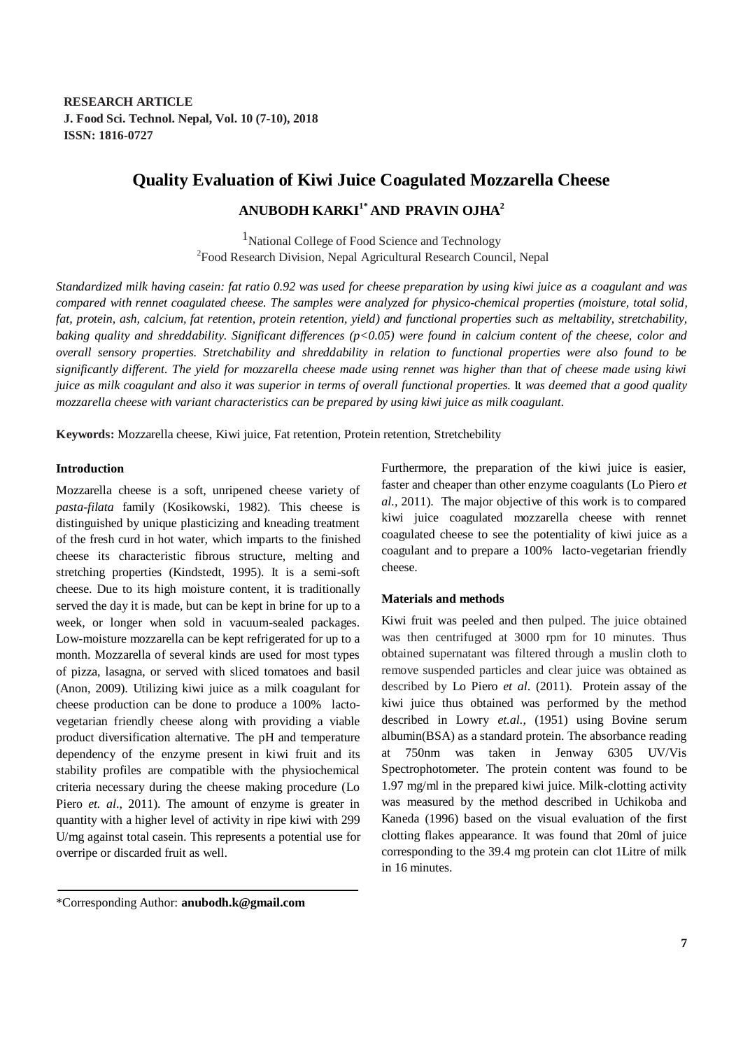**RESEARCH ARTICLE**
**J. Food Sci. Technol. Nepal, Vol. 10 (7-10), 2018**
**ISSN: 1816-0727**

# Quality Evaluation of Kiwi Juice Coagulated Mozzarella Cheese

**ANUBODH KARKI[1*] AND PRAVIN OJHA[2]**

[1]National College of Food Science and Technology
[2]Food Research Division, Nepal Agricultural Research Council, Nepal

*Standardized milk having casein: fat ratio 0.92 was used for cheese preparation by using kiwi juice as a coagulant and was compared with rennet coagulated cheese. The samples were analyzed for physico-chemical properties (moisture, total solid, fat, protein, ash, calcium, fat retention, protein retention, yield) and functional properties such as meltability, stretchability, baking quality and shreddability. Significant differences (p<0.05) were found in calcium content of the cheese, color and overall sensory properties. Stretchability and shreddability in relation to functional properties were also found to be significantly different. The yield for mozzarella cheese made using rennet was higher than that of cheese made using kiwi juice as milk coagulant and also it was superior in terms of overall functional properties.* It *was deemed that a good quality mozzarella cheese with variant characteristics can be prepared by using kiwi juice as milk coagulant.*

**Keywords:** Mozzarella cheese, Kiwi juice, Fat retention, Protein retention, Stretchebility

## Introduction

Mozzarella cheese is a soft, unripened cheese variety of *pasta-filata* family (Kosikowski, 1982). This cheese is distinguished by unique plasticizing and kneading treatment of the fresh curd in hot water, which imparts to the finished cheese its characteristic fibrous structure, melting and stretching properties (Kindstedt, 1995). It is a semi-soft cheese. Due to its high moisture content, it is traditionally served the day it is made, but can be kept in brine for up to a week, or longer when sold in vacuum-sealed packages. Low-moisture mozzarella can be kept refrigerated for up to a month. Mozzarella of several kinds are used for most types of pizza, lasagna, or served with sliced tomatoes and basil (Anon, 2009). Utilizing kiwi juice as a milk coagulant for cheese production can be done to produce a 100% lacto-vegetarian friendly cheese along with providing a viable product diversification alternative. The pH and temperature dependency of the enzyme present in kiwi fruit and its stability profiles are compatible with the physiochemical criteria necessary during the cheese making procedure (Lo Piero *et. al*., 2011). The amount of enzyme is greater in quantity with a higher level of activity in ripe kiwi with 299 U/mg against total casein. This represents a potential use for overripe or discarded fruit as well.

Furthermore, the preparation of the kiwi juice is easier, faster and cheaper than other enzyme coagulants (Lo Piero *et al.,* 2011). The major objective of this work is to compared kiwi juice coagulated mozzarella cheese with rennet coagulated cheese to see the potentiality of kiwi juice as a coagulant and to prepare a 100% lacto-vegetarian friendly cheese.

## Materials and methods

Kiwi fruit was peeled and then pulped. The juice obtained was then centrifuged at 3000 rpm for 10 minutes. Thus obtained supernatant was filtered through a muslin cloth to remove suspended particles and clear juice was obtained as described by Lo Piero *et al*. (2011). Protein assay of the kiwi juice thus obtained was performed by the method described in Lowry *et.al.,* (1951) using Bovine serum albumin(BSA) as a standard protein. The absorbance reading at 750nm was taken in Jenway 6305 UV/Vis Spectrophotometer. The protein content was found to be 1.97 mg/ml in the prepared kiwi juice. Milk-clotting activity was measured by the method described in Uchikoba and Kaneda (1996) based on the visual evaluation of the first clotting flakes appearance. It was found that 20ml of juice corresponding to the 39.4 mg protein can clot 1Litre of milk in 16 minutes.

\*Corresponding Author: **anubodh.k@gmail.com**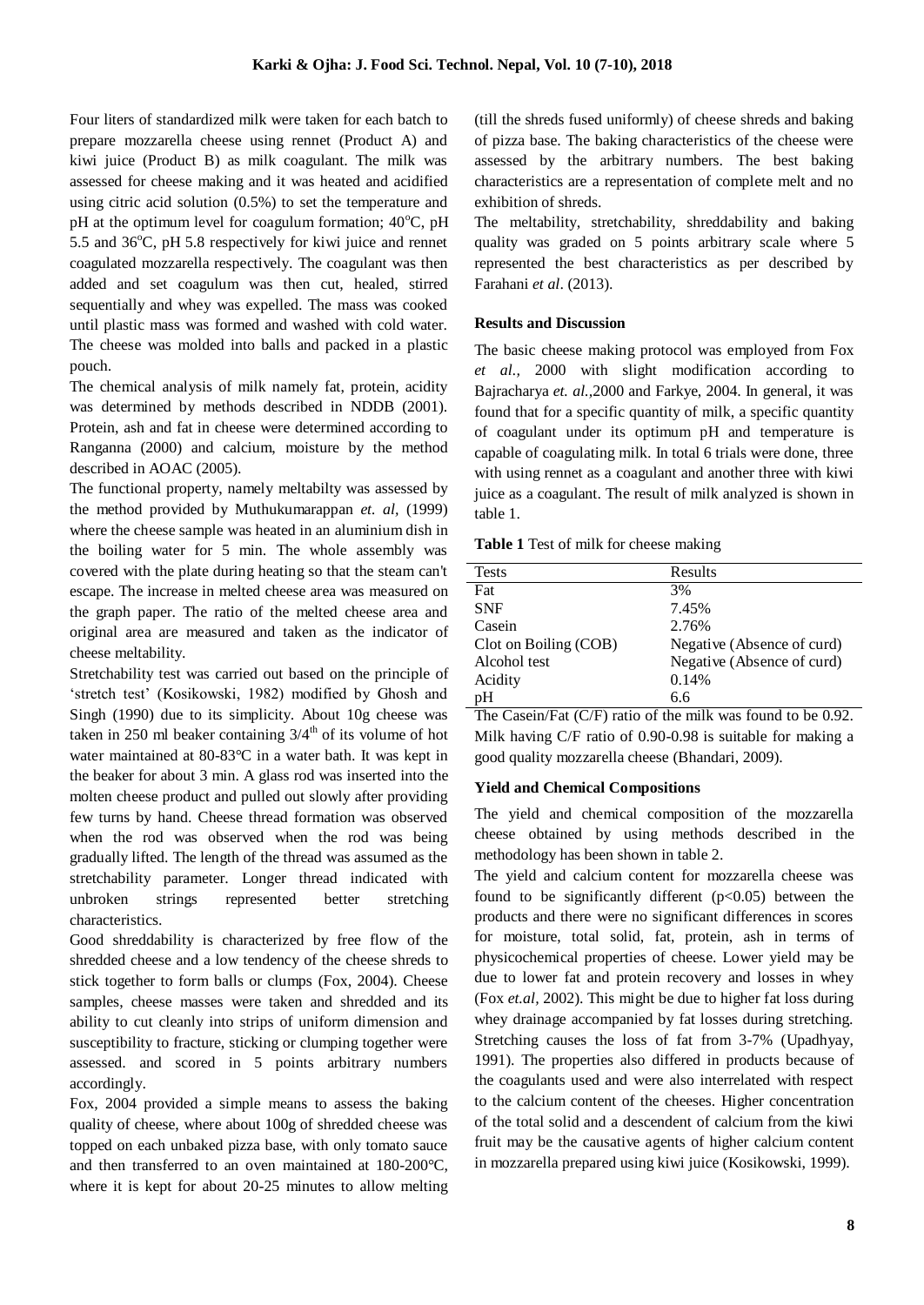Four liters of standardized milk were taken for each batch to prepare mozzarella cheese using rennet (Product A) and kiwi juice (Product B) as milk coagulant. The milk was assessed for cheese making and it was heated and acidified using citric acid solution (0.5%) to set the temperature and pH at the optimum level for coagulum formation; 40°C, pH 5.5 and 36°C, pH 5.8 respectively for kiwi juice and rennet coagulated mozzarella respectively. The coagulant was then added and set coagulum was then cut, healed, stirred sequentially and whey was expelled. The mass was cooked until plastic mass was formed and washed with cold water. The cheese was molded into balls and packed in a plastic pouch.

The chemical analysis of milk namely fat, protein, acidity was determined by methods described in NDDB (2001). Protein, ash and fat in cheese were determined according to Ranganna (2000) and calcium, moisture by the method described in AOAC (2005).

The functional property, namely meltabilty was assessed by the method provided by Muthukumarappan *et. al,* (1999) where the cheese sample was heated in an aluminium dish in the boiling water for 5 min. The whole assembly was covered with the plate during heating so that the steam can't escape. The increase in melted cheese area was measured on the graph paper. The ratio of the melted cheese area and original area are measured and taken as the indicator of cheese meltability.

Stretchability test was carried out based on the principle of 'stretch test' (Kosikowski, 1982) modified by Ghosh and Singh (1990) due to its simplicity. About 10g cheese was taken in 250 ml beaker containing 3/4$^{th}$ of its volume of hot water maintained at 80-83°C in a water bath. It was kept in the beaker for about 3 min. A glass rod was inserted into the molten cheese product and pulled out slowly after providing few turns by hand. Cheese thread formation was observed when the rod was observed when the rod was being gradually lifted. The length of the thread was assumed as the stretchability parameter. Longer thread indicated with unbroken strings represented better stretching characteristics.

Good shreddability is characterized by free flow of the shredded cheese and a low tendency of the cheese shreds to stick together to form balls or clumps (Fox, 2004). Cheese samples, cheese masses were taken and shredded and its ability to cut cleanly into strips of uniform dimension and susceptibility to fracture, sticking or clumping together were assessed. and scored in 5 points arbitrary numbers accordingly.

Fox, 2004 provided a simple means to assess the baking quality of cheese, where about 100g of shredded cheese was topped on each unbaked pizza base, with only tomato sauce and then transferred to an oven maintained at 180-200°C, where it is kept for about 20-25 minutes to allow melting (till the shreds fused uniformly) of cheese shreds and baking of pizza base. The baking characteristics of the cheese were assessed by the arbitrary numbers. The best baking characteristics are a representation of complete melt and no exhibition of shreds.

The meltability, stretchability, shreddability and baking quality was graded on 5 points arbitrary scale where 5 represented the best characteristics as per described by Farahani *et al*. (2013).

**Results and Discussion**

The basic cheese making protocol was employed from Fox *et al.,* 2000 with slight modification according to Bajracharya *et. al.*,2000 and Farkye, 2004. In general, it was found that for a specific quantity of milk, a specific quantity of coagulant under its optimum pH and temperature is capable of coagulating milk. In total 6 trials were done, three with using rennet as a coagulant and another three with kiwi juice as a coagulant. The result of milk analyzed is shown in table 1.

**Table 1** Test of milk for cheese making

| Tests | Results |
|---|---|
| Fat | 3% |
| SNF | 7.45% |
| Casein | 2.76% |
| Clot on Boiling (COB) | Negative (Absence of curd) |
| Alcohol test | Negative (Absence of curd) |
| Acidity | 0.14% |
| pH | 6.6 |

The Casein/Fat (C/F) ratio of the milk was found to be 0.92. Milk having C/F ratio of 0.90-0.98 is suitable for making a good quality mozzarella cheese (Bhandari, 2009).

**Yield and Chemical Compositions**

The yield and chemical composition of the mozzarella cheese obtained by using methods described in the methodology has been shown in table 2.

The yield and calcium content for mozzarella cheese was found to be significantly different ($p<0.05$) between the products and there were no significant differences in scores for moisture, total solid, fat, protein, ash in terms of physicochemical properties of cheese. Lower yield may be due to lower fat and protein recovery and losses in whey (Fox *et.al,* 2002). This might be due to higher fat loss during whey drainage accompanied by fat losses during stretching. Stretching causes the loss of fat from 3-7% (Upadhyay, 1991). The properties also differed in products because of the coagulants used and were also interrelated with respect to the calcium content of the cheeses. Higher concentration of the total solid and a descendent of calcium from the kiwi fruit may be the causative agents of higher calcium content in mozzarella prepared using kiwi juice (Kosikowski, 1999).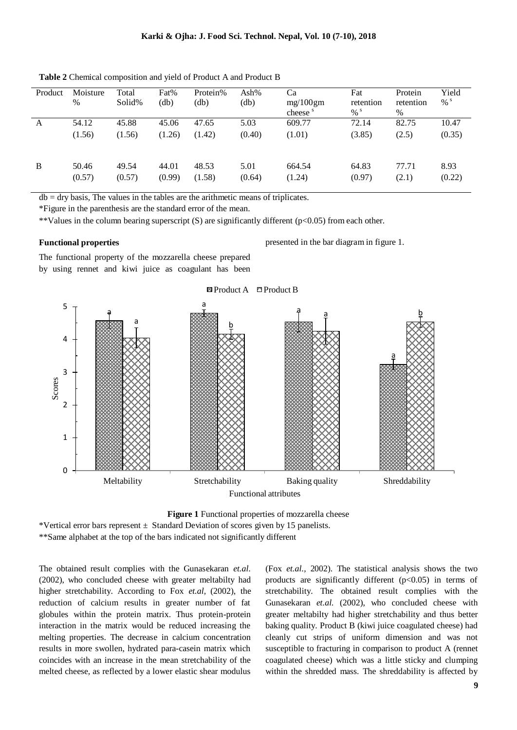**Table 2** Chemical composition and yield of Product A and Product B

| Product | Moisture % | Total Solid% | Fat% (db) | Protein% (db) | Ash% (db) | Ca mg/100gm cheese [s] | Fat retention % [s] | Protein retention % | Yield % [s] |
|---|---|---|---|---|---|---|---|---|---|
| A | 54.12 (1.56) | 45.88 (1.56) | 45.06 (1.26) | 47.65 (1.42) | 5.03 (0.40) | 609.77 (1.01) | 72.14 (3.85) | 82.75 (2.5) | 10.47 (0.35) |
| B | 50.46 (0.57) | 49.54 (0.57) | 44.01 (0.99) | 48.53 (1.58) | 5.01 (0.64) | 664.54 (1.24) | 64.83 (0.97) | 77.71 (2.1) | 8.93 (0.22) |

db = dry basis, The values in the tables are the arithmetic means of triplicates.

*Figure in the parenthesis are the standard error of the mean.

**Values in the column bearing superscript (S) are significantly different ($p<0.05$) from each other.

#### Functional properties

The functional property of the mozzarella cheese prepared by using rennet and kiwi juice as coagulant has been presented in the bar diagram in figure 1.

**Figure 1** Functional properties of mozzarella cheese

*Vertical error bars represent ± Standard Deviation of scores given by 15 panelists.

**Same alphabet at the top of the bars indicated not significantly different

The obtained result complies with the Gunasekaran *et.al.* (2002), who concluded cheese with greater meltabilty had higher stretchability. According to Fox *et.al,* (2002), the reduction of calcium results in greater number of fat globules within the protein matrix. Thus protein-protein interaction in the matrix would be reduced increasing the melting properties. The decrease in calcium concentration results in more swollen, hydrated para-casein matrix which coincides with an increase in the mean stretchability of the melted cheese, as reflected by a lower elastic shear modulus (Fox *et.al.,* 2002). The statistical analysis shows the two products are significantly different ($p<0.05$) in terms of stretchability. The obtained result complies with the Gunasekaran *et.al.* (2002), who concluded cheese with greater meltabilty had higher stretchability and thus better baking quality. Product B (kiwi juice coagulated cheese) had cleanly cut strips of uniform dimension and was not susceptible to fracturing in comparison to product A (rennet coagulated cheese) which was a little sticky and clumping within the shredded mass. The shreddability is affected by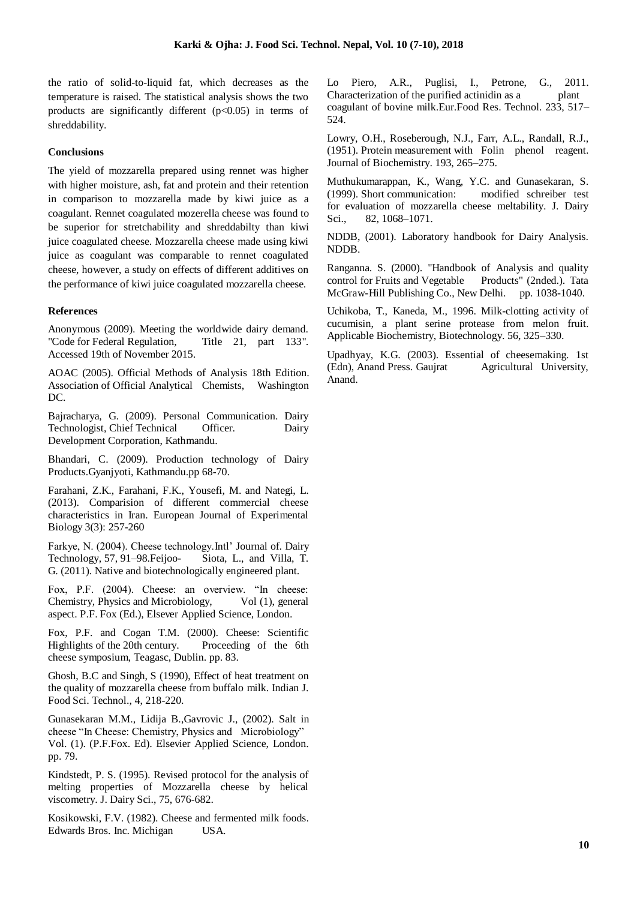the ratio of solid-to-liquid fat, which decreases as the temperature is raised. The statistical analysis shows the two products are significantly different ($p<0.05$) in terms of shreddability.

## Conclusions

The yield of mozzarella prepared using rennet was higher with higher moisture, ash, fat and protein and their retention in comparison to mozzarella made by kiwi juice as a coagulant. Rennet coagulated mozerella cheese was found to be superior for stretchability and shreddabilty than kiwi juice coagulated cheese. Mozzarella cheese made using kiwi juice as coagulant was comparable to rennet coagulated cheese, however, a study on effects of different additives on the performance of kiwi juice coagulated mozzarella cheese.

## References

Anonymous (2009). Meeting the worldwide dairy demand. "Code for Federal Regulation, Title 21, part 133". Accessed 19th of November 2015.

AOAC (2005). Official Methods of Analysis 18th Edition. Association of Official Analytical Chemists, Washington DC.

Bajracharya, G. (2009). Personal Communication. Dairy Technologist, Chief Technical Officer. Dairy Development Corporation, Kathmandu.

Bhandari, C. (2009). Production technology of Dairy Products.Gyanjyoti, Kathmandu.pp 68-70.

Farahani, Z.K., Farahani, F.K., Yousefi, M. and Nategi, L. (2013). Comparision of different commercial cheese characteristics in Iran. European Journal of Experimental Biology 3(3): 257-260

Farkye, N. (2004). Cheese technology.Intl' Journal of. Dairy Technology, 57, 91–98.Feijoo- Siota, L., and Villa, T. G. (2011). Native and biotechnologically engineered plant.

Fox, P.F. (2004). Cheese: an overview. "In cheese: Chemistry, Physics and Microbiology, Vol (1), general aspect. P.F. Fox (Ed.), Elsever Applied Science, London.

Fox, P.F. and Cogan T.M. (2000). Cheese: Scientific Highlights of the 20th century. Proceeding of the 6th cheese symposium, Teagasc, Dublin. pp. 83.

Ghosh, B.C and Singh, S (1990), Effect of heat treatment on the quality of mozzarella cheese from buffalo milk. Indian J. Food Sci. Technol., 4, 218-220.

Gunasekaran M.M., Lidija B.,Gavrovic J., (2002). Salt in cheese "In Cheese: Chemistry, Physics and Microbiology" Vol. (1). (P.F.Fox. Ed). Elsevier Applied Science, London. pp. 79.

Kindstedt, P. S. (1995). Revised protocol for the analysis of melting properties of Mozzarella cheese by helical viscometry. J. Dairy Sci., 75, 676-682.

Kosikowski, F.V. (1982). Cheese and fermented milk foods. Edwards Bros. Inc. Michigan USA.

Lo Piero, A.R., Puglisi, I., Petrone, G., 2011. Characterization of the purified actinidin as a plant coagulant of bovine milk.Eur.Food Res. Technol. 233, 517–524.

Lowry, O.H., Roseberough, N.J., Farr, A.L., Randall, R.J., (1951). Protein measurement with Folin phenol reagent. Journal of Biochemistry. 193, 265–275.

Muthukumarappan, K., Wang, Y.C. and Gunasekaran, S. (1999). Short communication: modified schreiber test for evaluation of mozzarella cheese meltability. J. Dairy Sci., 82, 1068–1071.

NDDB, (2001). Laboratory handbook for Dairy Analysis. NDDB.

Ranganna. S. (2000). "Handbook of Analysis and quality control for Fruits and Vegetable Products" (2nded.). Tata McGraw-Hill Publishing Co., New Delhi. pp. 1038-1040.

Uchikoba, T., Kaneda, M., 1996. Milk-clotting activity of cucumisin, a plant serine protease from melon fruit. Applicable Biochemistry, Biotechnology. 56, 325–330.

Upadhyay, K.G. (2003). Essential of cheesemaking. 1st (Edn), Anand Press. Gaujrat Agricultural University, Anand.